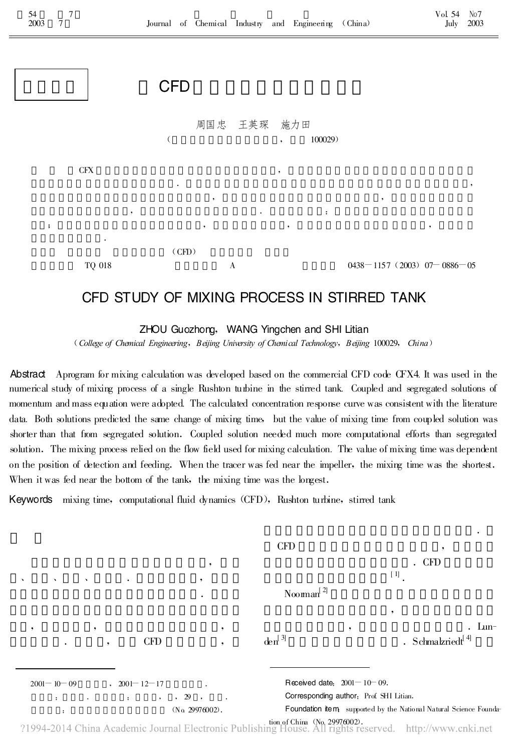# CFD

周国忠　王英琛　施力田

(100029)

CFX

(CFD)

TQ 018　　A　　0438—1157 (2003) 07—0886—05

# CFD STUDY OF MIXING PROCESS IN STIRRED TANK

**ZHOU Guozhong, WANG Yingchen and SHI Litian**

(*College of Chemical Engineering, Beijing University of Chemical Technology, Beijing* 100029, *China*)

**Abstract** A program for mixing calculation was developed based on the commercial CFD code CFX4. It was used in the numerical study of mixing process of a single Rushton turbine in the stirred tank. Coupled and segregated solutions of momentum and mass equation were adopted. The calculated concentration response curve was consistent with the literature data. Both solutions predicted the same change of mixing time, but the value of mixing time from coupled solution was shorter than that from segregated solution. Coupled solution needed much more computational efforts than segregated solution. The mixing process relied on the flow field used for mixing calculation. The value of mixing time was dependent on the position of detection and feeding. When the tracer was fed near the impeller, the mixing time was the shortest. When it was fed near the bottom of the tank, the mixing time was the longest.

**Keywords** mixing time, computational fluid dynamics (CFD), Rushton turbine, stirred tank

CFD

CFD　　CFD

[1].

Noorman[2]

Lunden[3]　　Schmalzriedt[4]

---

2001—10—09　　2001—12—17

29

(No. 29976002).

Received date: 2001—10—09.

Corresponding author: Prof. SHI Litian.

Foundation item: supported by the National Natural Science Foundation of China (No. 29976002).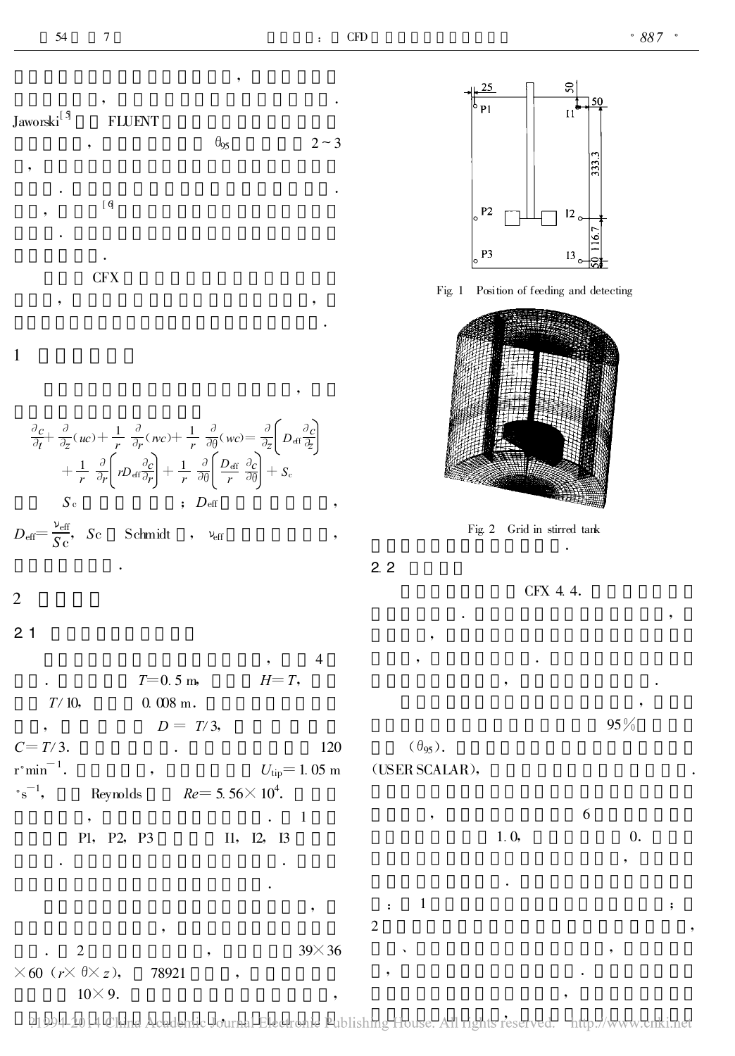，

，.

Jaworski[5] FLUENT

， $\theta_{95}$ 2～3

，

..

， [6]

.

.

CFX

， ，

.

## 1

，

$$\frac{\partial c}{\partial t}+\frac{\partial}{\partial z}(uc)+\frac{1}{r}\frac{\partial}{\partial r}(rvc)+\frac{1}{r}\frac{\partial}{\partial \theta}(wc)=\frac{\partial}{\partial z}\left(D_{\mathrm{eff}}\frac{\partial c}{\partial z}\right)+\frac{1}{r}\frac{\partial}{\partial r}\left(rD_{\mathrm{eff}}\frac{\partial c}{\partial r}\right)+\frac{1}{r}\frac{\partial}{\partial \theta}\left(\frac{D_{\mathrm{eff}}}{r}\frac{\partial c}{\partial \theta}\right)+S_{\mathrm{c}}$$

$S_{\mathrm{c}}$ ； $D_{\mathrm{eff}}$ ，

$D_{\mathrm{eff}}=\frac{\nu_{\mathrm{eff}}}{Sc}$, $Sc$ Schmidt ， $\nu_{\mathrm{eff}}$ ，

.

## 2

### 2.1

， 4

. $T=0.5$ m， $H=T$，

$T/10$， 0.008 m.

， $D=T/3$，

$C=T/3$. . 120 $\mathrm{r \cdot min^{-1}}$. ， $U_{\mathrm{tip}}=1.05$ $\mathrm{m \cdot s^{-1}}$， Reynolds $Re=5.56\times10^{4}$.

， . 1

P1, P2, P3 I1, I2, I3

. .

.

，

，

. 2 ， $39\times36\times60$ $(r\times\theta\times z)$， 78921 ，

$10\times9$. ，

Fig. 1 Position of feeding and detecting

Fig. 2 Grid in stirred tank

.

### 2.2

CFX 4.4.

. ，

，

， .

， .

，

95%

($\theta_{95}$).

(USER SCALAR)， .

， 6

1.0， 0.

，

.

： 1 ；

2 ，

、 ，

， .

，

，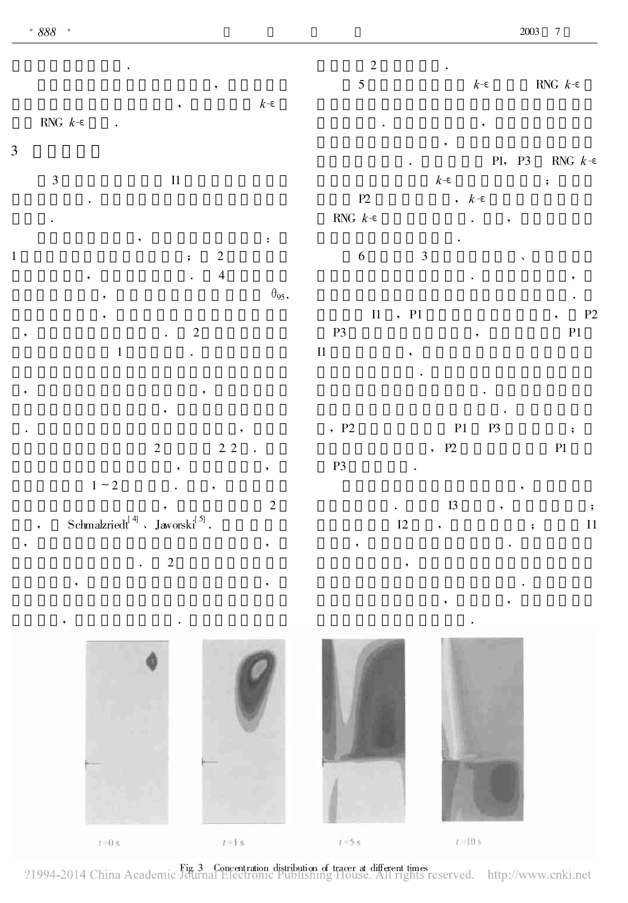.

, $k$-$\varepsilon$

RNG $k$-$\varepsilon$ .

## 3

3 I1 .

.

, :

1 ; 2

, . 4

, $\theta_{95}$.

, . 2

1 .

, ,

,

. ,

2 2.2 .

, ,

1~2 . ,

, 2

, Schmalzriedt[4] 、Jaworski[5] .

,

. 2

,

, .

2 .

5 $k$-$\varepsilon$ RNG $k$-$\varepsilon$

. ,

,

. P1, P3 RNG $k$-$\varepsilon$

$k$-$\varepsilon$ ;

P2 , $k$-$\varepsilon$

RNG $k$-$\varepsilon$ . ,

.

6 3 、

. ,

.

I1 , P1 , P2

P3 , P1

I1 ,

.

.

.

, P2 P1 P3 ;

, P2 P1

P3 .

,

. I3 , ;

I2 , ; I1

, .

,

.

, ,

.

t=0 s t=1 s t=5 s t=10 s

Fig.3 Concentration distribution of tracer at different times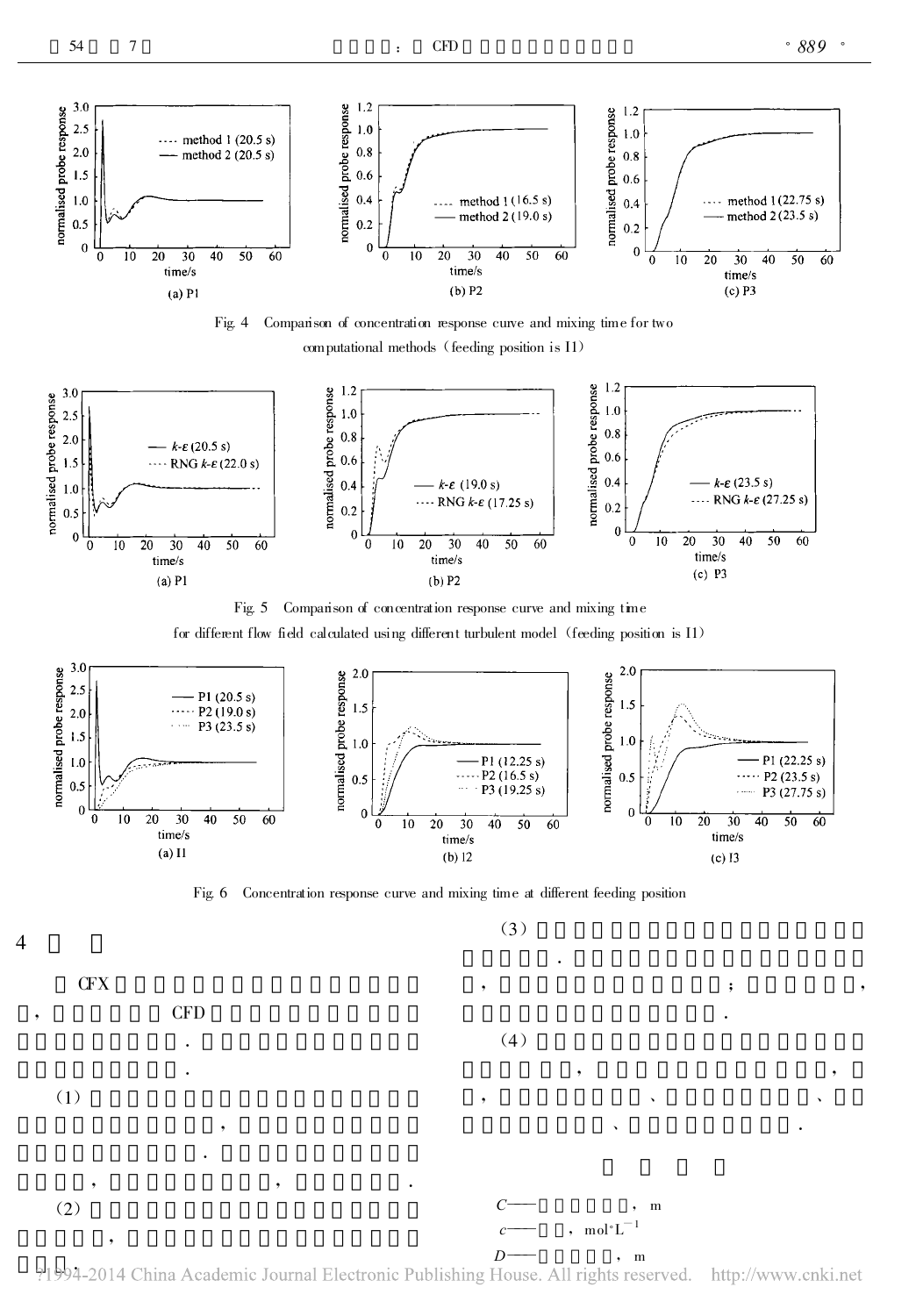Fig. 4 Comparison of concentration response curve and mixing time for two computational methods (feeding position is I1)

Fig. 5 Comparison of concentration response curve and mixing time for different flow field calculated using different turbulent model (feeding position is I1)

Fig. 6 Concentration response curve and mixing time at different feeding position

## 4

CFX

, CFD

.

.

(1)

,

.

, , .

(2)

,

.

(3)

.

, ; ,

.

(4)

, ,

, 、 、

、 .

$C$—— , m

$c$—— , $\mathrm{mol \cdot L^{-1}}$

$D$—— , m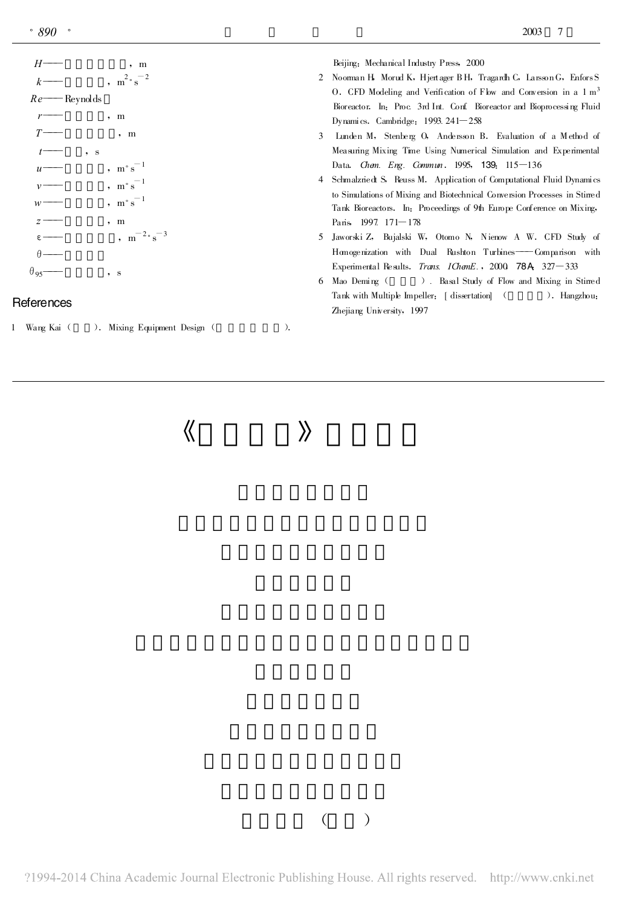$H$——　　　　　　, m

$k$——　　　　, $m^2 \cdot s^{-2}$

$Re$——Reynolds

$r$——　　　　, m

$T$——　　　　　, m

$t$——　　, s

$u$——　　　　, $m \cdot s^{-1}$

$v$——　　　　, $m \cdot s^{-1}$

$w$——　　　　, $m \cdot s^{-1}$

$z$——　　　　, m

$\varepsilon$——　　　　　, $m^{-2} \cdot s^{-3}$

$\theta$——

$\theta_{95}$——　　　　, s

## References

1 Wang Kai (　　). Mixing Equipment Design (　　　　　). Beijing: Mechanical Industry Press, 2000

2 Noorman H, Morud K, Hjertager B H, Tragardh C, Larsson G, Enfors S O. CFD Modeling and Verification of Flow and Conversion in a 1 $m^3$ Bioreactor. In: Proc. 3rd Int. Conf. Bioreactor and Bioprocessing Fluid Dynamics. Cambridge: 1993. 241—258

3 Lunden M, Stenberg O, Andersson B. Evaluation of a Method of Measuring Mixing Time Using Numerical Simulation and Experimental Data. *Chem. Eng. Commun.*, 1995, **139**: 115—136

4 Schmalzriedt S, Reuss M. Application of Computational Fluid Dynamics to Simulations of Mixing and Biotechnical Conversion Processes in Stirred Tank Bioreactors. In: Proceedings of 9th Europe Conference on Mixing, Paris, 1997. 171—178

5 Jaworski Z, Bujalski W, Otomo N, Nienow A W. CFD Study of Homogenization with Dual Rushton Turbines——Comparison with Experimental Results. *Trans. IChemE.*, 2000, **78A**: 327—333

6 Mao Deming (　　　). Basal Study of Flow and Mixing in Stirred Tank with Multiple Impeller: [dissertation] (　　　　). Hangzhou: Zhejiang University, 1997